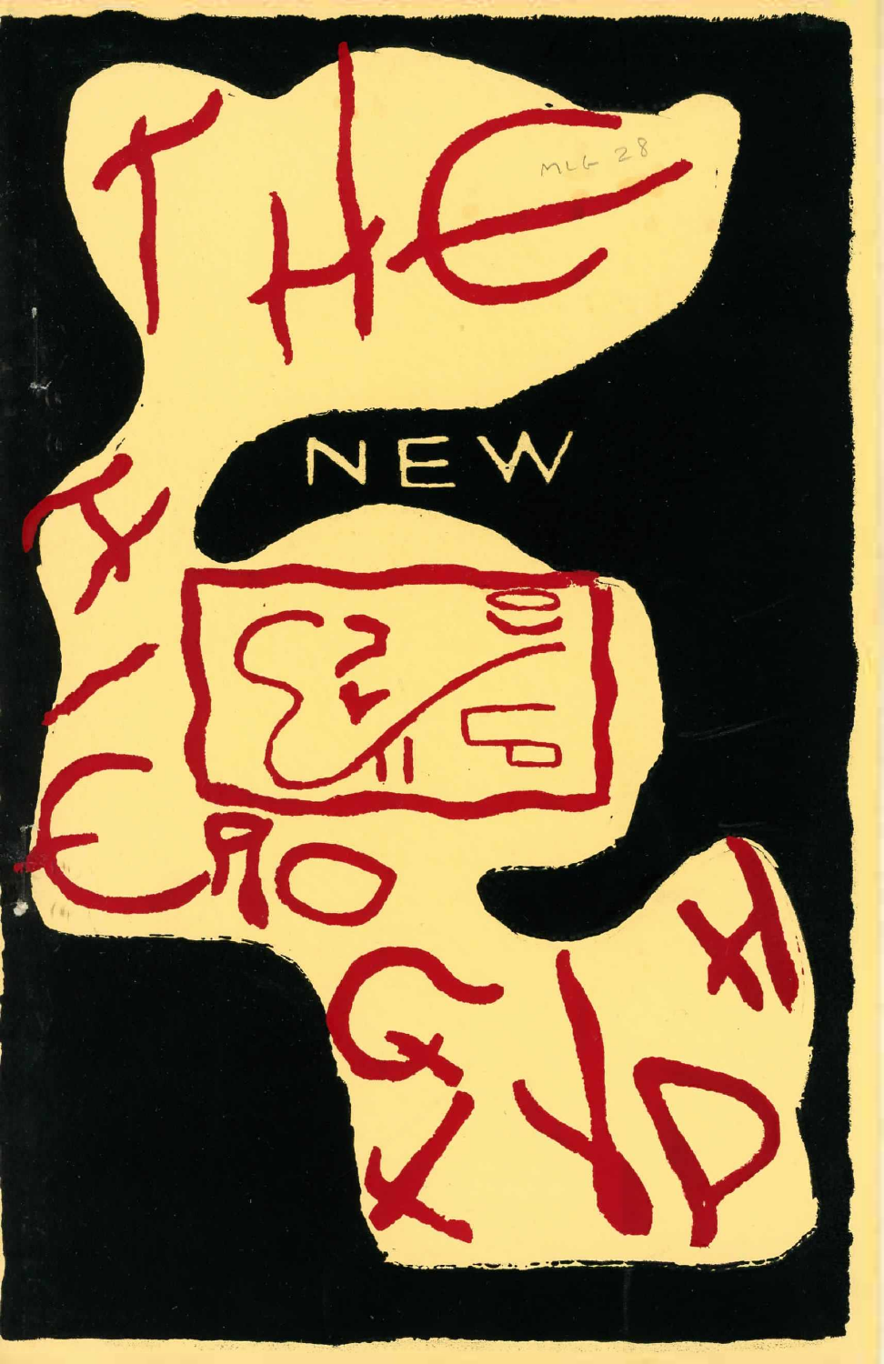# THE NEW AEROGRAPH

MLG 28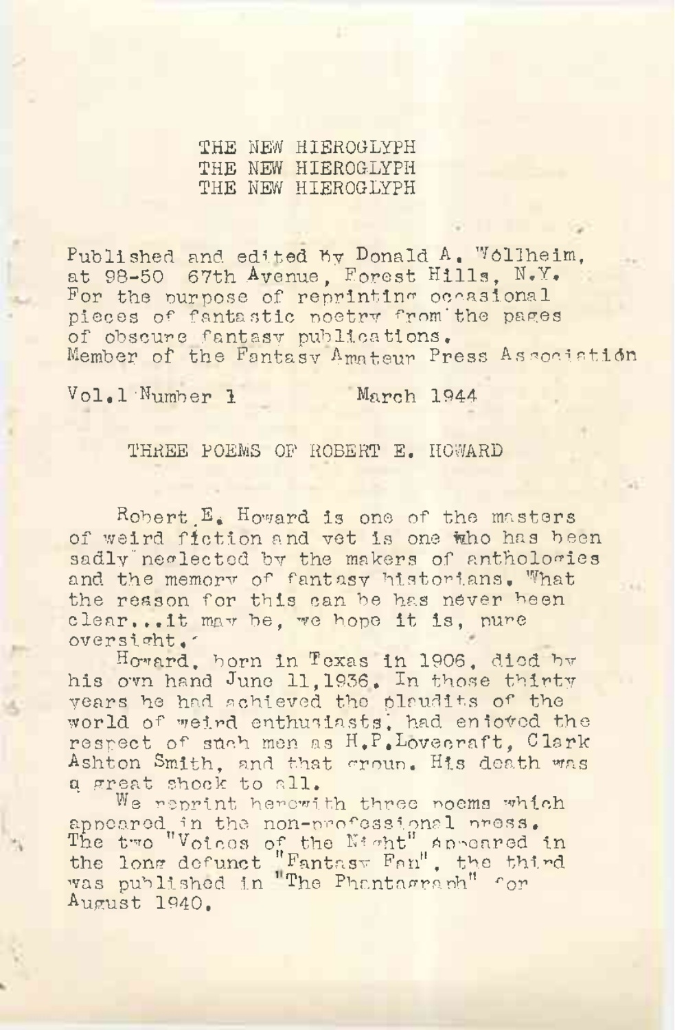# THE NEW HIEROGLYPH
# THE NEW HIEROGLYPH
# THE NEW HIEROGLYPH

Published and edited by Donald A. Wollheim, at 98-50 67th Avenue, Forest Hills, N.Y. For the purpose of reprinting occasional pieces of fantastic poetry from the pages of obscure fantasy publications. Member of the Fantasy Amateur Press Association

Vol.1 Number 1 March 1944

## THREE POEMS OF ROBERT E. HOWARD

Robert E. Howard is one of the masters of weird fiction and yet is one who has been sadly neglected by the makers of anthologies and the memory of fantasy historians. What the reason for this can be has never been clear...it may be, we hope it is, pure oversight.

Howard, born in Texas in 1906, died by his own hand June 11,1936. In those thirty years he had achieved the plaudits of the world of weird enthusiasts, had enjoyed the respect of such men as H.P.Lovecraft, Clark Ashton Smith, and that group. His death was a great shock to all.

We reprint herewith three poems which appeared in the non-professional press. The two "Voices of the Night" appeared in the long defunct "Fantasy Fan", the third was published in "The Phantagraph" for August 1940.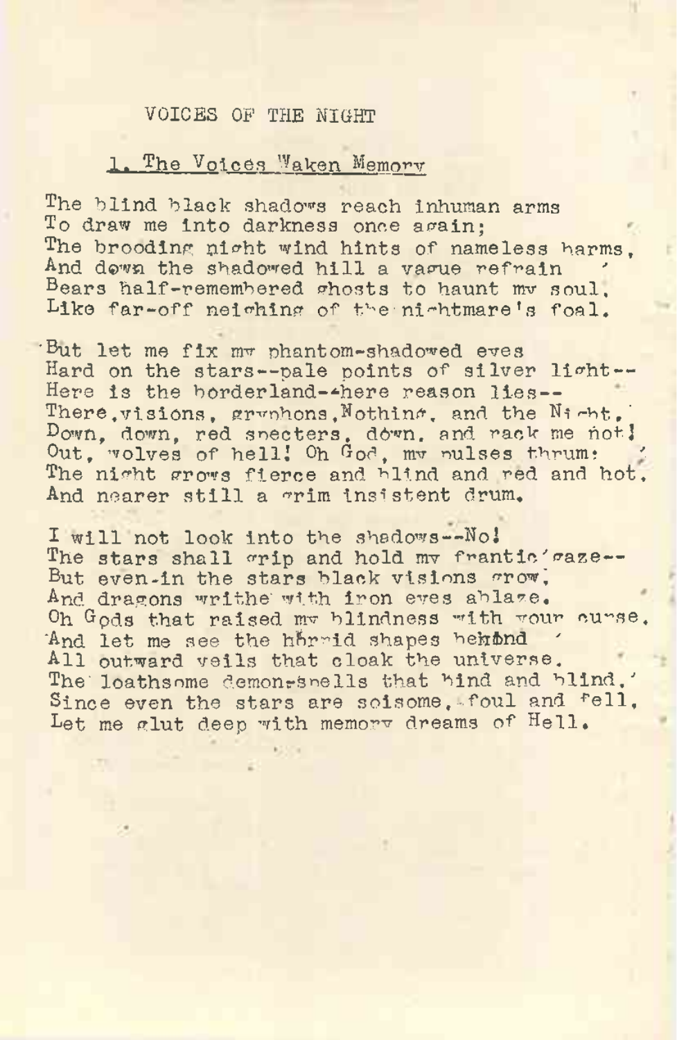# VOICES OF THE NIGHT

## 1. The Voices Waken Memory

The blind black shadows reach inhuman arms
To draw me into darkness once again;
The brooding night wind hints of nameless harms,
And down the shadowed hill a vague refrain
Bears half-remembered ghosts to haunt my soul,
Like far-off neighing of the nightmare's foal.

But let me fix my phantom-shadowed eyes
Hard on the stars--pale points of silver light--
Here is the borderland--here reason lies--
There, visions, gryphons, Nothing, and the Night.
Down, down, red specters, down, and rack me not!
Out, wolves of hell! Oh God, my pulses thrum:
The night grows fierce and blind and red and hot,
And nearer still a grim insistent drum.

I will not look into the shadows--No!
The stars shall grip and hold my frantic gaze--
But even in the stars black visions grow,
And dragons writhe with iron eyes ablaze.
Oh Gods that raised my blindness with your curse,
And let me see the horrid shapes behind
All outward veils that cloak the universe,
The loathsome demon-spells that bind and blind,
Since even the stars are soisome, foul and fell,
Let me glut deep with memory dreams of Hell.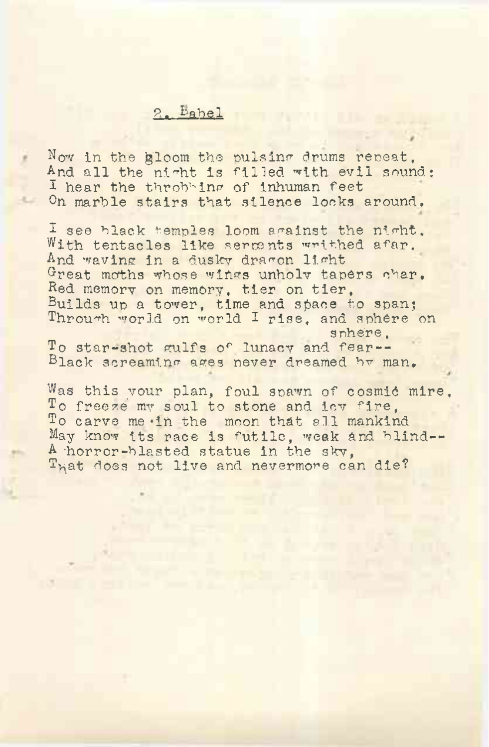## 2. Babel

Now in the gloom the pulsing drums repeat,
And all the night is filled with evil sound:
I hear the throbbing of inhuman feet
On marble stairs that silence locks around.

I see black temples loom against the night,
With tentacles like serpents writhed afar,
And waving in a dusky dragon light
Great moths whose wings unholy tapers char.
Red memory on memory, tier on tier,
Builds up a tower, time and space to span;
Through world on world I rise, and sphere on sphere,
To star-shot gulfs of lunacy and fear--
Black screaming ages never dreamed by man.

Was this your plan, foul spawn of cosmic mire,
To freeze my soul to stone and icy fire,
To carve me in the moon that all mankind
May know its race is futile, weak and blind--
A horror-blasted statue in the sky,
That does not live and nevermore can die?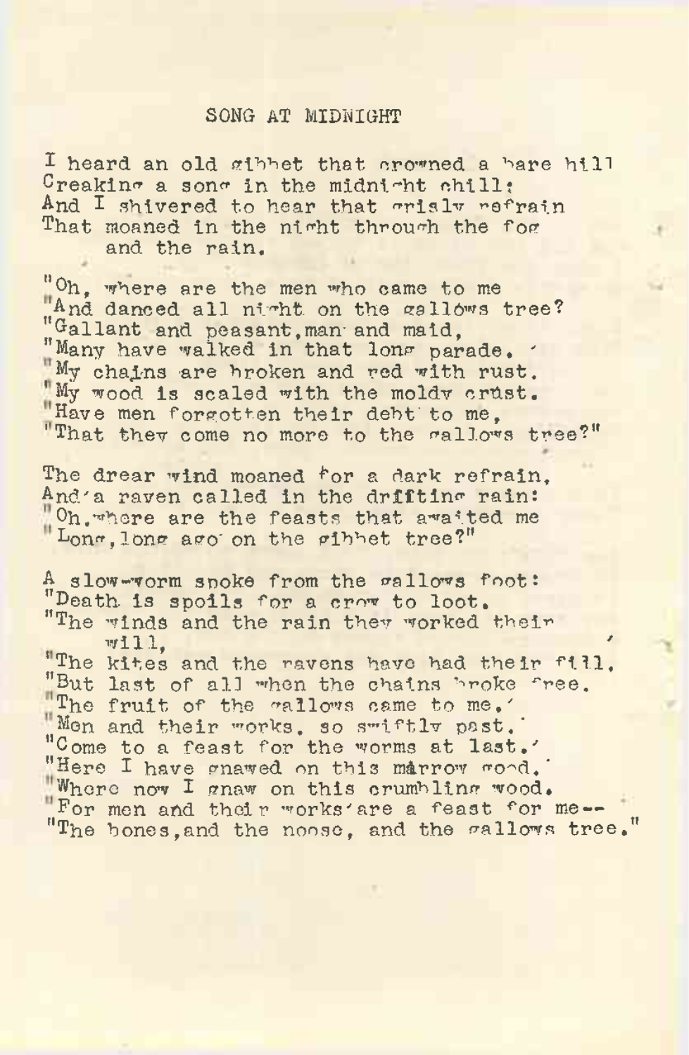# SONG AT MIDNIGHT

I heard an old gibbet that crowned a bare hill
Creaking a song in the midnight chill;
And I shivered to hear that grisly refrain
That moaned in the night through the fog
and the rain.

"Oh, where are the men who came to me
"And danced all night on the gallows tree?
"Gallant and peasant, man and maid,
"Many have walked in that long parade.
"My chains are broken and red with rust.
"My wood is scaled with the moldy crust.
"Have men forgotten their debt to me,
"That they come no more to the gallows tree?"

The drear wind moaned for a dark refrain,
And a raven called in the drifting rain:
"Oh, where are the feasts that awaited me
"Long, long ago on the gibbet tree?"

A slow-worm spoke from the gallows foot:
"Death is spoils for a crow to loot.
"The winds and the rain they worked their
will,
"The kites and the ravens have had their fill.
"But last of all when the chains broke free,
"The fruit of the gallows came to me.
"Men and their works, so swiftly past,
"Come to a feast for the worms at last.
"Here I have gnawed on this marrow good,
"Where now I gnaw on this crumbling wood.
"For men and their works are a feast for me--
"The bones, and the noose, and the gallows tree."